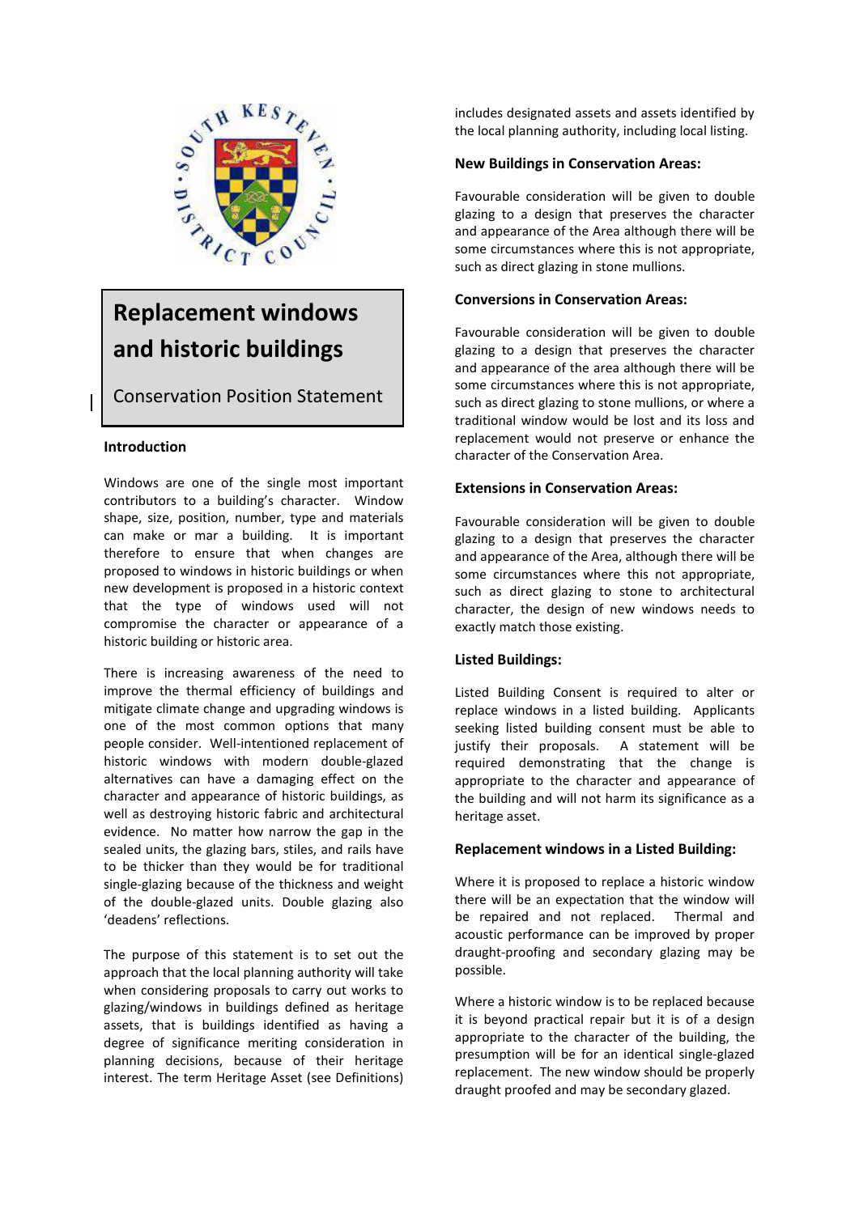# Replacement windows and historic buildings

Conservation Position Statement

## Introduction

Windows are one of the single most important contributors to a building's character. Window shape, size, position, number, type and materials can make or mar a building. It is important therefore to ensure that when changes are proposed to windows in historic buildings or when new development is proposed in a historic context that the type of windows used will not compromise the character or appearance of a historic building or historic area.

There is increasing awareness of the need to improve the thermal efficiency of buildings and mitigate climate change and upgrading windows is one of the most common options that many people consider. Well-intentioned replacement of historic windows with modern double-glazed alternatives can have a damaging effect on the character and appearance of historic buildings, as well as destroying historic fabric and architectural evidence. No matter how narrow the gap in the sealed units, the glazing bars, stiles, and rails have to be thicker than they would be for traditional single-glazing because of the thickness and weight of the double-glazed units. Double glazing also 'deadens' reflections.

The purpose of this statement is to set out the approach that the local planning authority will take when considering proposals to carry out works to glazing/windows in buildings defined as heritage assets, that is buildings identified as having a degree of significance meriting consideration in planning decisions, because of their heritage interest. The term Heritage Asset (see Definitions) includes designated assets and assets identified by the local planning authority, including local listing.

### New Buildings in Conservation Areas:

Favourable consideration will be given to double glazing to a design that preserves the character and appearance of the Area although there will be some circumstances where this is not appropriate, such as direct glazing in stone mullions.

### Conversions in Conservation Areas:

Favourable consideration will be given to double glazing to a design that preserves the character and appearance of the area although there will be some circumstances where this is not appropriate, such as direct glazing to stone mullions, or where a traditional window would be lost and its loss and replacement would not preserve or enhance the character of the Conservation Area.

### Extensions in Conservation Areas:

Favourable consideration will be given to double glazing to a design that preserves the character and appearance of the Area, although there will be some circumstances where this not appropriate, such as direct glazing to stone to architectural character, the design of new windows needs to exactly match those existing.

### Listed Buildings:

Listed Building Consent is required to alter or replace windows in a listed building. Applicants seeking listed building consent must be able to justify their proposals. A statement will be required demonstrating that the change is appropriate to the character and appearance of the building and will not harm its significance as a heritage asset.

### Replacement windows in a Listed Building:

Where it is proposed to replace a historic window there will be an expectation that the window will be repaired and not replaced. Thermal and acoustic performance can be improved by proper draught-proofing and secondary glazing may be possible.

Where a historic window is to be replaced because it is beyond practical repair but it is of a design appropriate to the character of the building, the presumption will be for an identical single-glazed replacement. The new window should be properly draught proofed and may be secondary glazed.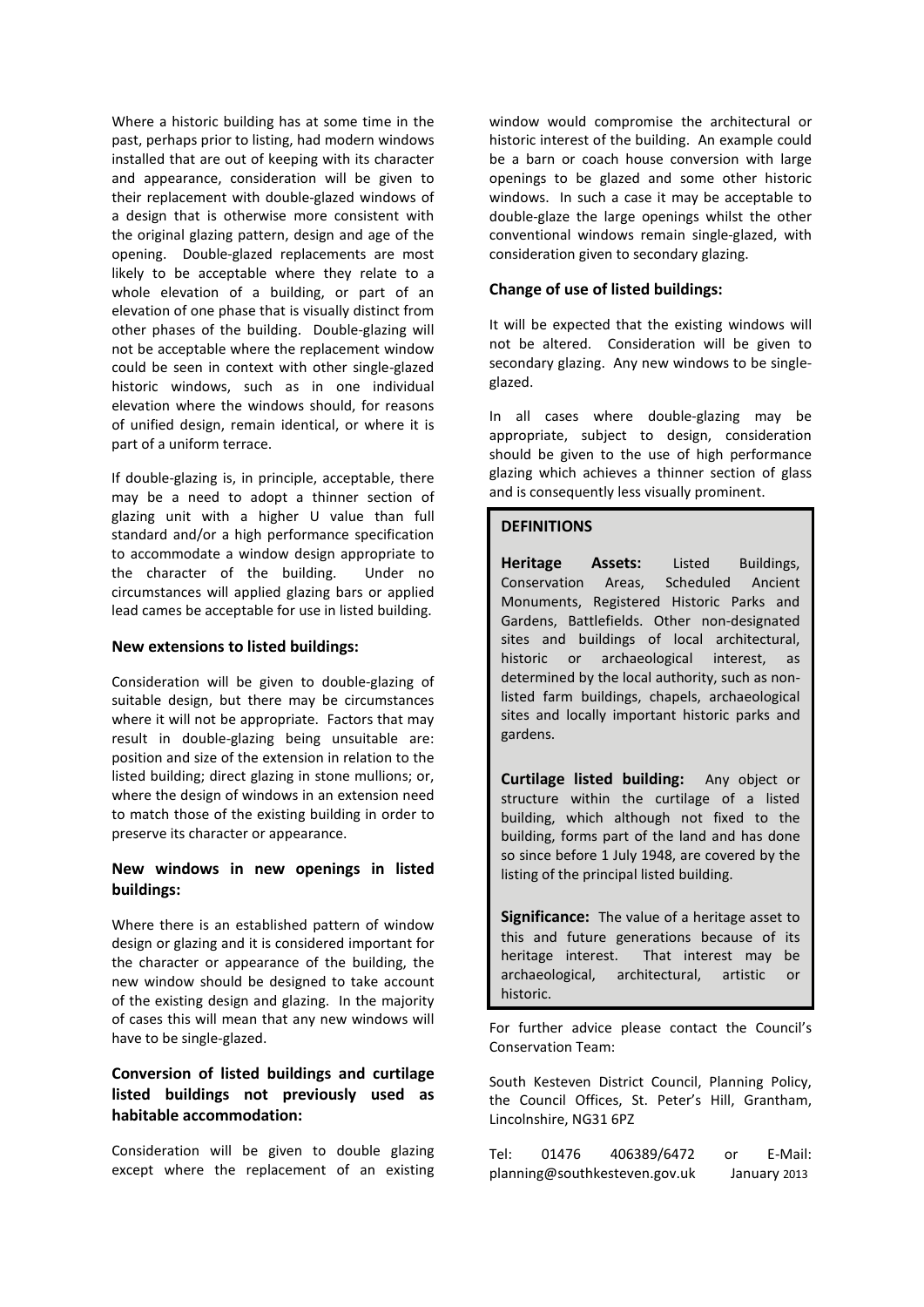Where a historic building has at some time in the past, perhaps prior to listing, had modern windows installed that are out of keeping with its character and appearance, consideration will be given to their replacement with double-glazed windows of a design that is otherwise more consistent with the original glazing pattern, design and age of the opening. Double-glazed replacements are most likely to be acceptable where they relate to a whole elevation of a building, or part of an elevation of one phase that is visually distinct from other phases of the building. Double-glazing will not be acceptable where the replacement window could be seen in context with other single-glazed historic windows, such as in one individual elevation where the windows should, for reasons of unified design, remain identical, or where it is part of a uniform terrace.

If double-glazing is, in principle, acceptable, there may be a need to adopt a thinner section of glazing unit with a higher U value than full standard and/or a high performance specification to accommodate a window design appropriate to the character of the building. Under no circumstances will applied glazing bars or applied lead cames be acceptable for use in listed building.

### New extensions to listed buildings:

Consideration will be given to double-glazing of suitable design, but there may be circumstances where it will not be appropriate. Factors that may result in double-glazing being unsuitable are: position and size of the extension in relation to the listed building; direct glazing in stone mullions; or, where the design of windows in an extension need to match those of the existing building in order to preserve its character or appearance.

### New windows in new openings in listed buildings:

Where there is an established pattern of window design or glazing and it is considered important for the character or appearance of the building, the new window should be designed to take account of the existing design and glazing. In the majority of cases this will mean that any new windows will have to be single-glazed.

### Conversion of listed buildings and curtilage listed buildings not previously used as habitable accommodation:

Consideration will be given to double glazing except where the replacement of an existing window would compromise the architectural or historic interest of the building. An example could be a barn or coach house conversion with large openings to be glazed and some other historic windows. In such a case it may be acceptable to double-glaze the large openings whilst the other conventional windows remain single-glazed, with consideration given to secondary glazing.

### Change of use of listed buildings:

It will be expected that the existing windows will not be altered. Consideration will be given to secondary glazing. Any new windows to be single-glazed.

In all cases where double-glazing may be appropriate, subject to design, consideration should be given to the use of high performance glazing which achieves a thinner section of glass and is consequently less visually prominent.

### DEFINITIONS

**Heritage Assets:** Listed Buildings, Conservation Areas, Scheduled Ancient Monuments, Registered Historic Parks and Gardens, Battlefields. Other non-designated sites and buildings of local architectural, historic or archaeological interest, as determined by the local authority, such as non-listed farm buildings, chapels, archaeological sites and locally important historic parks and gardens.

**Curtilage listed building:** Any object or structure within the curtilage of a listed building, which although not fixed to the building, forms part of the land and has done so since before 1 July 1948, are covered by the listing of the principal listed building.

**Significance:** The value of a heritage asset to this and future generations because of its heritage interest. That interest may be archaeological, architectural, artistic or historic.

For further advice please contact the Council's Conservation Team:

South Kesteven District Council, Planning Policy, the Council Offices, St. Peter's Hill, Grantham, Lincolnshire, NG31 6PZ

Tel: 01476 406389/6472 or E-Mail: planning@southkesteven.gov.uk January 2013